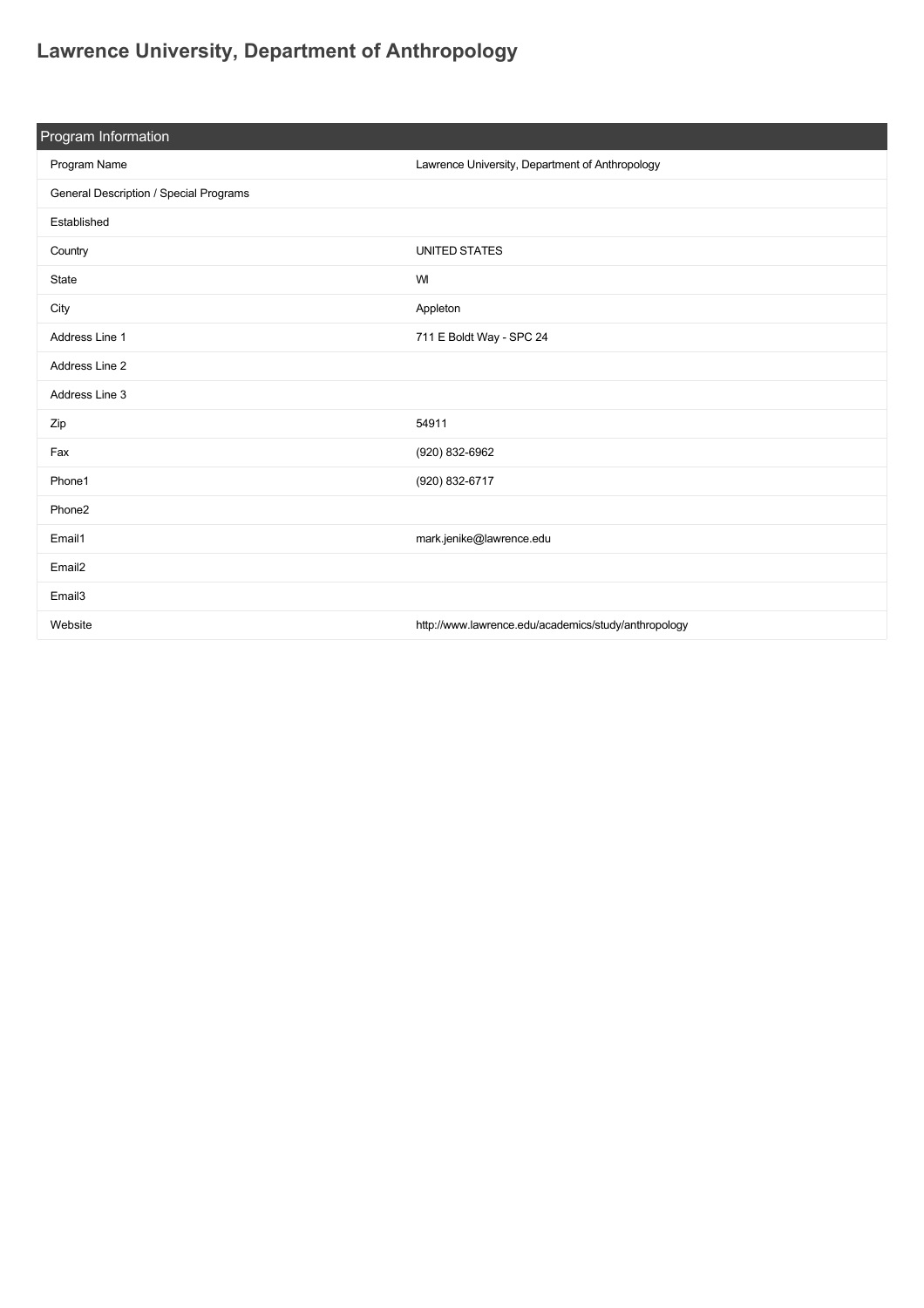# Lawrence University, Department of Anthropology

| Program Information | |
|---|---|
| Program Name | Lawrence University, Department of Anthropology |
| General Description / Special Programs | |
| Established | |
| Country | UNITED STATES |
| State | WI |
| City | Appleton |
| Address Line 1 | 711 E Boldt Way - SPC 24 |
| Address Line 2 | |
| Address Line 3 | |
| Zip | 54911 |
| Fax | (920) 832-6962 |
| Phone1 | (920) 832-6717 |
| Phone2 | |
| Email1 | mark.jenike@lawrence.edu |
| Email2 | |
| Email3 | |
| Website | http://www.lawrence.edu/academics/study/anthropology |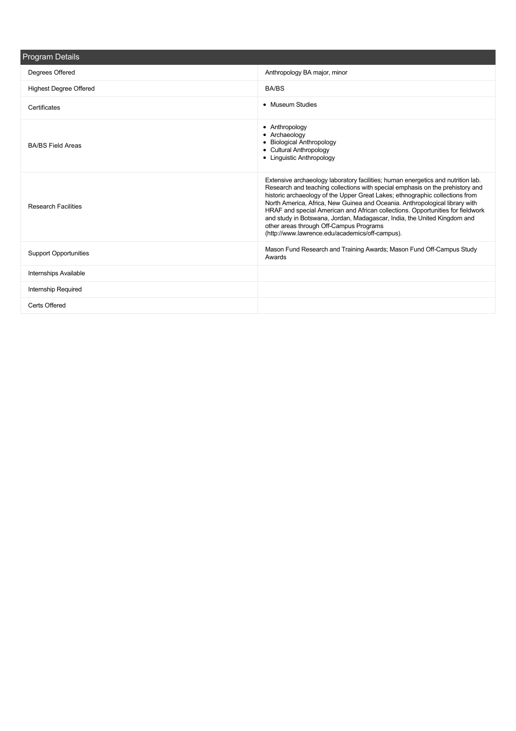## Program Details

| | |
|---|---|
| Degrees Offered | Anthropology BA major, minor |
| Highest Degree Offered | BA/BS |
| Certificates | • Museum Studies |
| BA/BS Field Areas | • Anthropology<br>• Archaeology<br>• Biological Anthropology<br>• Cultural Anthropology<br>• Linguistic Anthropology |
| Research Facilities | Extensive archaeology laboratory facilities; human energetics and nutrition lab. Research and teaching collections with special emphasis on the prehistory and historic archaeology of the Upper Great Lakes; ethnographic collections from North America, Africa, New Guinea and Oceania. Anthropological library with HRAF and special American and African collections. Opportunities for fieldwork and study in Botswana, Jordan, Madagascar, India, the United Kingdom and other areas through Off-Campus Programs (http://www.lawrence.edu/academics/off-campus). |
| Support Opportunities | Mason Fund Research and Training Awards; Mason Fund Off-Campus Study Awards |
| Internships Available | |
| Internship Required | |
| Certs Offered | |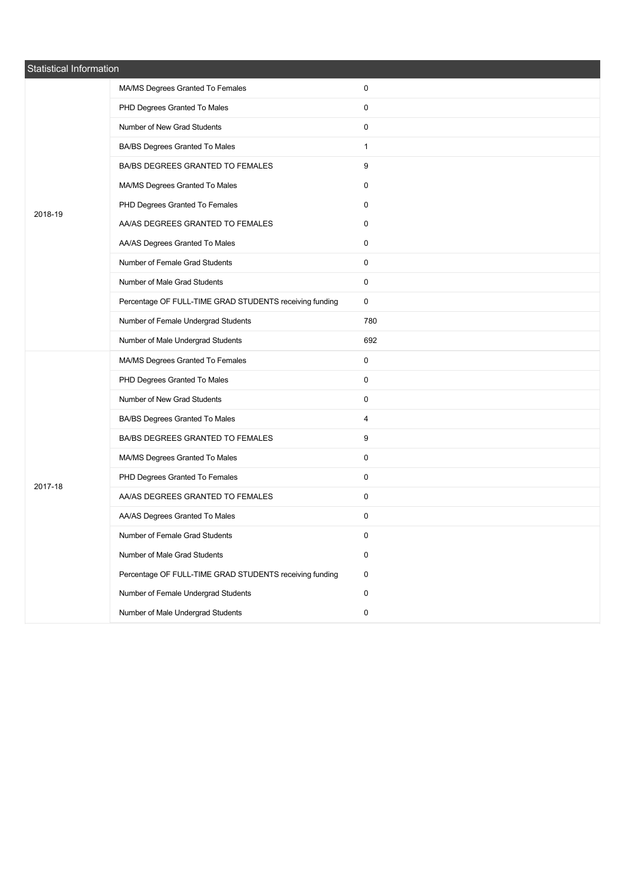| Statistical Information | | |
|---|---|---|
| 2018-19 | MA/MS Degrees Granted To Females | 0 |
| | PHD Degrees Granted To Males | 0 |
| | Number of New Grad Students | 0 |
| | BA/BS Degrees Granted To Males | 1 |
| | BA/BS DEGREES GRANTED TO FEMALES | 9 |
| | MA/MS Degrees Granted To Males | 0 |
| | PHD Degrees Granted To Females | 0 |
| | AA/AS DEGREES GRANTED TO FEMALES | 0 |
| | AA/AS Degrees Granted To Males | 0 |
| | Number of Female Grad Students | 0 |
| | Number of Male Grad Students | 0 |
| | Percentage OF FULL-TIME GRAD STUDENTS receiving funding | 0 |
| | Number of Female Undergrad Students | 780 |
| | Number of Male Undergrad Students | 692 |
| 2017-18 | MA/MS Degrees Granted To Females | 0 |
| | PHD Degrees Granted To Males | 0 |
| | Number of New Grad Students | 0 |
| | BA/BS Degrees Granted To Males | 4 |
| | BA/BS DEGREES GRANTED TO FEMALES | 9 |
| | MA/MS Degrees Granted To Males | 0 |
| | PHD Degrees Granted To Females | 0 |
| | AA/AS DEGREES GRANTED TO FEMALES | 0 |
| | AA/AS Degrees Granted To Males | 0 |
| | Number of Female Grad Students | 0 |
| | Number of Male Grad Students | 0 |
| | Percentage OF FULL-TIME GRAD STUDENTS receiving funding | 0 |
| | Number of Female Undergrad Students | 0 |
| | Number of Male Undergrad Students | 0 |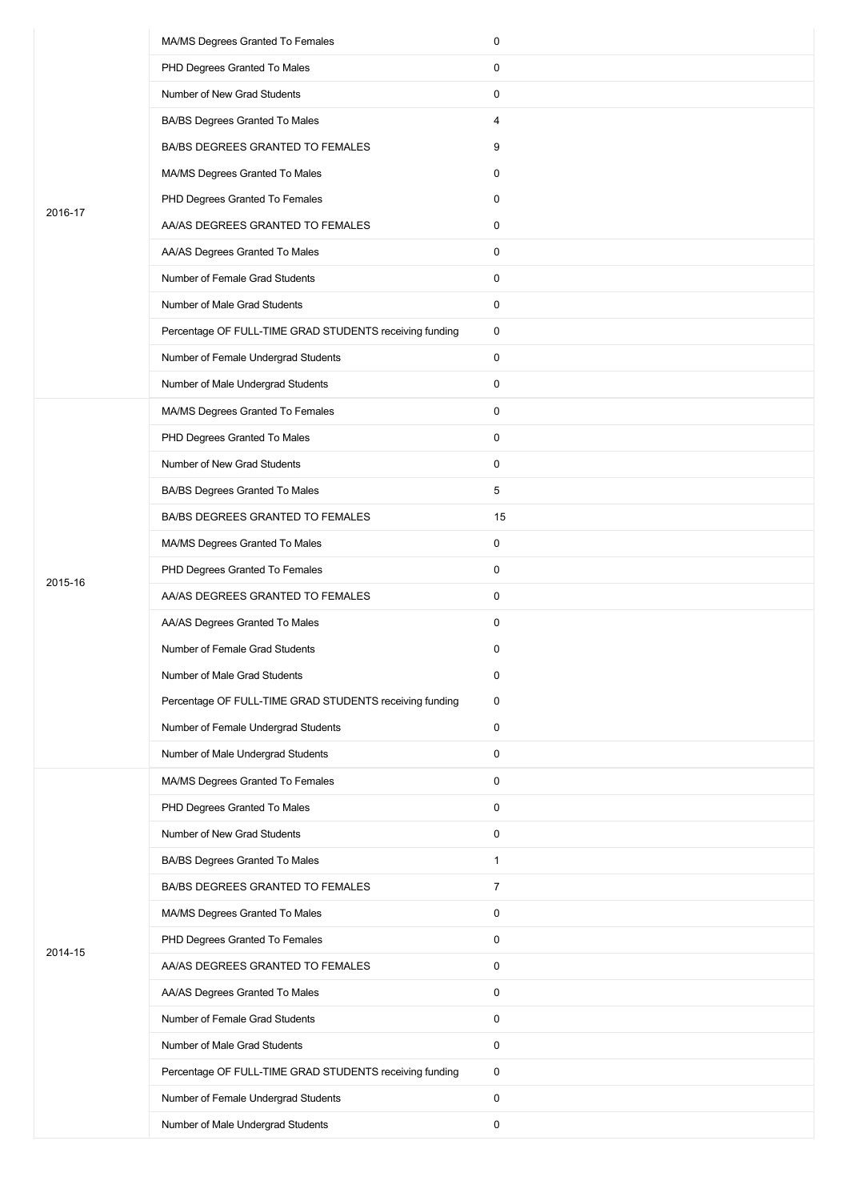| | | |
|---|---|---|
| 2016-17 | MA/MS Degrees Granted To Females | 0 |
| | PHD Degrees Granted To Males | 0 |
| | Number of New Grad Students | 0 |
| | BA/BS Degrees Granted To Males | 4 |
| | BA/BS DEGREES GRANTED TO FEMALES | 9 |
| | MA/MS Degrees Granted To Males | 0 |
| | PHD Degrees Granted To Females | 0 |
| | AA/AS DEGREES GRANTED TO FEMALES | 0 |
| | AA/AS Degrees Granted To Males | 0 |
| | Number of Female Grad Students | 0 |
| | Number of Male Grad Students | 0 |
| | Percentage OF FULL-TIME GRAD STUDENTS receiving funding | 0 |
| | Number of Female Undergrad Students | 0 |
| | Number of Male Undergrad Students | 0 |
| 2015-16 | MA/MS Degrees Granted To Females | 0 |
| | PHD Degrees Granted To Males | 0 |
| | Number of New Grad Students | 0 |
| | BA/BS Degrees Granted To Males | 5 |
| | BA/BS DEGREES GRANTED TO FEMALES | 15 |
| | MA/MS Degrees Granted To Males | 0 |
| | PHD Degrees Granted To Females | 0 |
| | AA/AS DEGREES GRANTED TO FEMALES | 0 |
| | AA/AS Degrees Granted To Males | 0 |
| | Number of Female Grad Students | 0 |
| | Number of Male Grad Students | 0 |
| | Percentage OF FULL-TIME GRAD STUDENTS receiving funding | 0 |
| | Number of Female Undergrad Students | 0 |
| | Number of Male Undergrad Students | 0 |
| 2014-15 | MA/MS Degrees Granted To Females | 0 |
| | PHD Degrees Granted To Males | 0 |
| | Number of New Grad Students | 0 |
| | BA/BS Degrees Granted To Males | 1 |
| | BA/BS DEGREES GRANTED TO FEMALES | 7 |
| | MA/MS Degrees Granted To Males | 0 |
| | PHD Degrees Granted To Females | 0 |
| | AA/AS DEGREES GRANTED TO FEMALES | 0 |
| | AA/AS Degrees Granted To Males | 0 |
| | Number of Female Grad Students | 0 |
| | Number of Male Grad Students | 0 |
| | Percentage OF FULL-TIME GRAD STUDENTS receiving funding | 0 |
| | Number of Female Undergrad Students | 0 |
| | Number of Male Undergrad Students | 0 |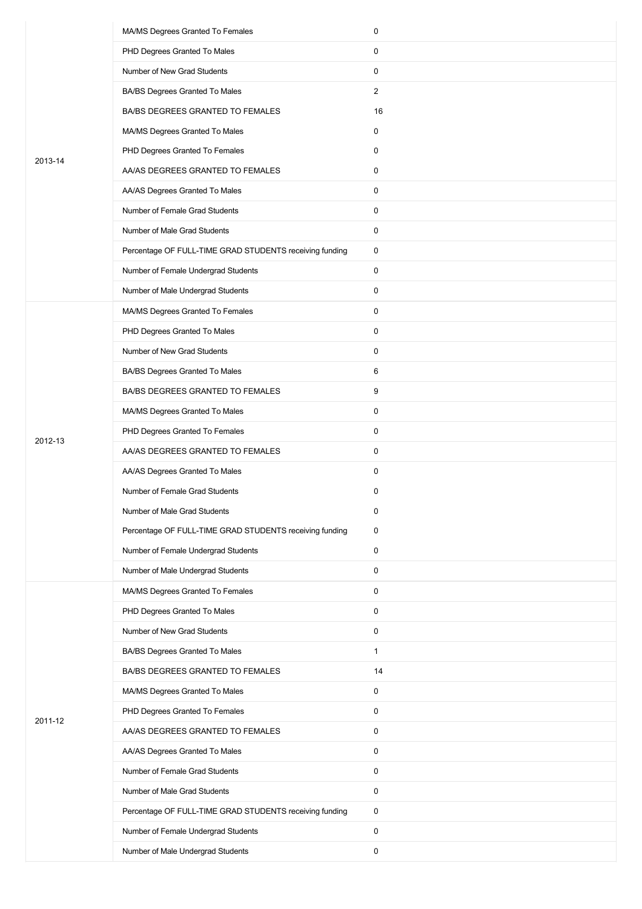| | | |
|---|---|---|
| 2013-14 | MA/MS Degrees Granted To Females | 0 |
| | PHD Degrees Granted To Males | 0 |
| | Number of New Grad Students | 0 |
| | BA/BS Degrees Granted To Males | 2 |
| | BA/BS DEGREES GRANTED TO FEMALES | 16 |
| | MA/MS Degrees Granted To Males | 0 |
| | PHD Degrees Granted To Females | 0 |
| | AA/AS DEGREES GRANTED TO FEMALES | 0 |
| | AA/AS Degrees Granted To Males | 0 |
| | Number of Female Grad Students | 0 |
| | Number of Male Grad Students | 0 |
| | Percentage OF FULL-TIME GRAD STUDENTS receiving funding | 0 |
| | Number of Female Undergrad Students | 0 |
| | Number of Male Undergrad Students | 0 |
| 2012-13 | MA/MS Degrees Granted To Females | 0 |
| | PHD Degrees Granted To Males | 0 |
| | Number of New Grad Students | 0 |
| | BA/BS Degrees Granted To Males | 6 |
| | BA/BS DEGREES GRANTED TO FEMALES | 9 |
| | MA/MS Degrees Granted To Males | 0 |
| | PHD Degrees Granted To Females | 0 |
| | AA/AS DEGREES GRANTED TO FEMALES | 0 |
| | AA/AS Degrees Granted To Males | 0 |
| | Number of Female Grad Students | 0 |
| | Number of Male Grad Students | 0 |
| | Percentage OF FULL-TIME GRAD STUDENTS receiving funding | 0 |
| | Number of Female Undergrad Students | 0 |
| | Number of Male Undergrad Students | 0 |
| 2011-12 | MA/MS Degrees Granted To Females | 0 |
| | PHD Degrees Granted To Males | 0 |
| | Number of New Grad Students | 0 |
| | BA/BS Degrees Granted To Males | 1 |
| | BA/BS DEGREES GRANTED TO FEMALES | 14 |
| | MA/MS Degrees Granted To Males | 0 |
| | PHD Degrees Granted To Females | 0 |
| | AA/AS DEGREES GRANTED TO FEMALES | 0 |
| | AA/AS Degrees Granted To Males | 0 |
| | Number of Female Grad Students | 0 |
| | Number of Male Grad Students | 0 |
| | Percentage OF FULL-TIME GRAD STUDENTS receiving funding | 0 |
| | Number of Female Undergrad Students | 0 |
| | Number of Male Undergrad Students | 0 |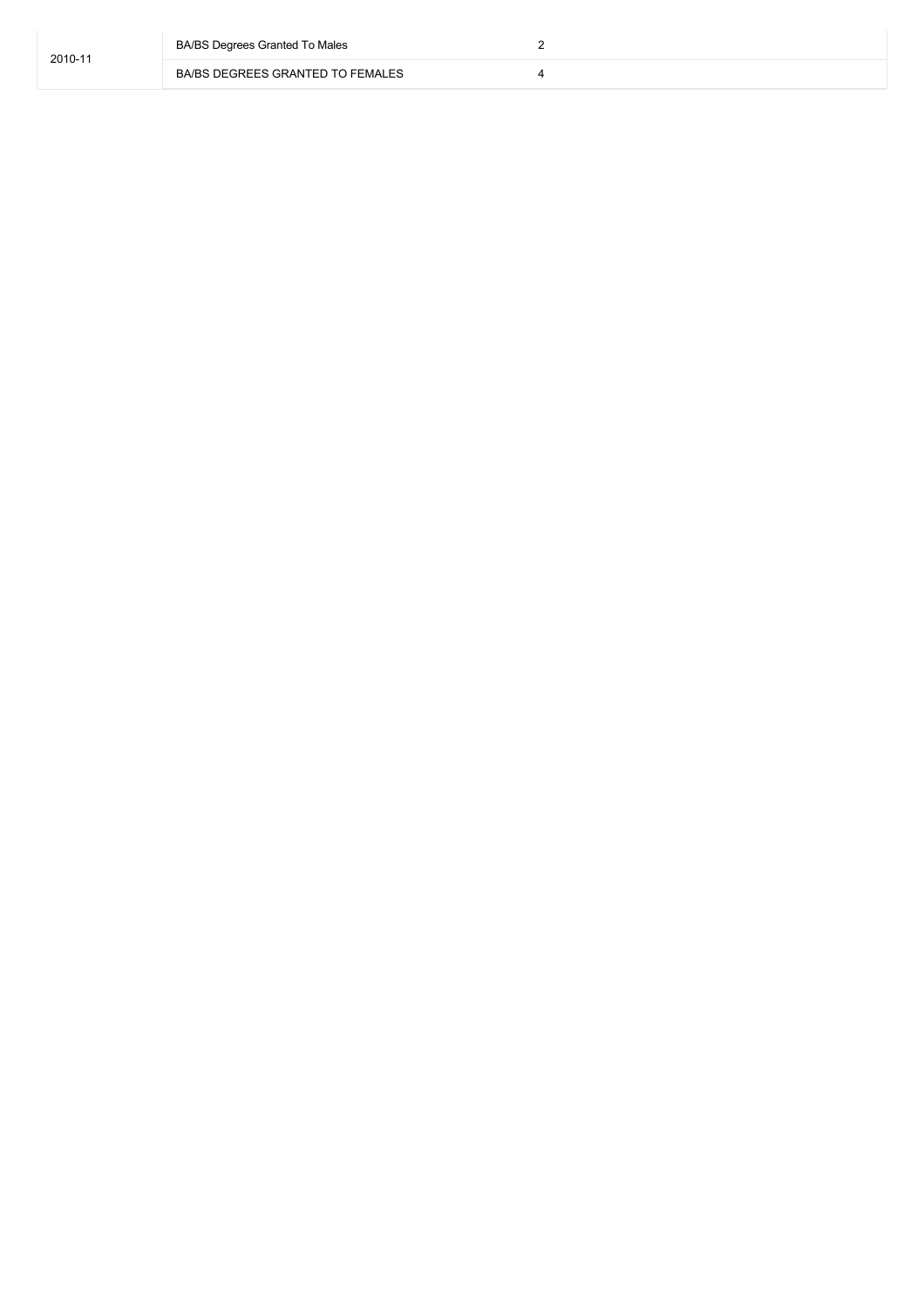| | | |
|---|---|---|
| 2010-11 | BA/BS Degrees Granted To Males | 2 |
| | BA/BS DEGREES GRANTED TO FEMALES | 4 |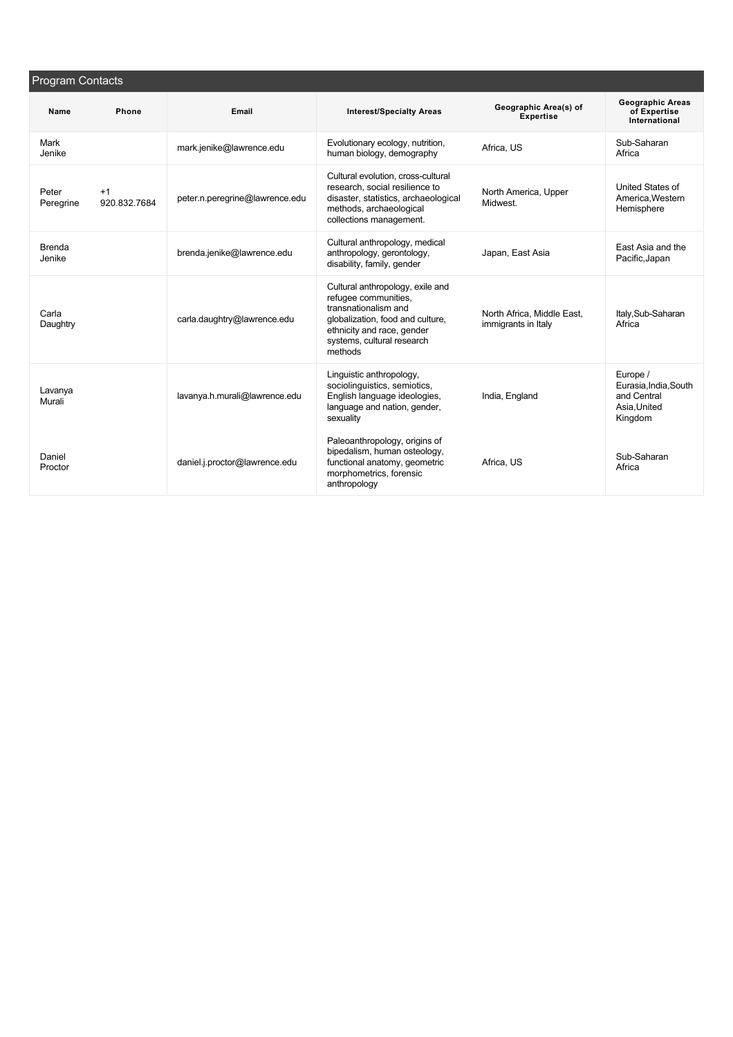## Program Contacts

| Name | Phone | Email | Interest/Specialty Areas | Geographic Area(s) of Expertise | Geographic Areas of Expertise International |
|---|---|---|---|---|---|
| Mark Jenike | | mark.jenike@lawrence.edu | Evolutionary ecology, nutrition, human biology, demography | Africa, US | Sub-Saharan Africa |
| Peter Peregrine | +1 920.832.7684 | peter.n.peregrine@lawrence.edu | Cultural evolution, cross-cultural research, social resilience to disaster, statistics, archaeological methods, archaeological collections management. | North America, Upper Midwest. | United States of America,Western Hemisphere |
| Brenda Jenike | | brenda.jenike@lawrence.edu | Cultural anthropology, medical anthropology, gerontology, disability, family, gender | Japan, East Asia | East Asia and the Pacific,Japan |
| Carla Daughtry | | carla.daughtry@lawrence.edu | Cultural anthropology, exile and refugee communities, transnationalism and globalization, food and culture, ethnicity and race, gender systems, cultural research methods | North Africa, Middle East, immigrants in Italy | Italy,Sub-Saharan Africa |
| Lavanya Murali | | lavanya.h.murali@lawrence.edu | Linguistic anthropology, sociolinguistics, semiotics, English language ideologies, language and nation, gender, sexuality | India, England | Europe / Eurasia,India,South and Central Asia,United Kingdom |
| Daniel Proctor | | daniel.j.proctor@lawrence.edu | Paleoanthropology, origins of bipedalism, human osteology, functional anatomy, geometric morphometrics, forensic anthropology | Africa, US | Sub-Saharan Africa |